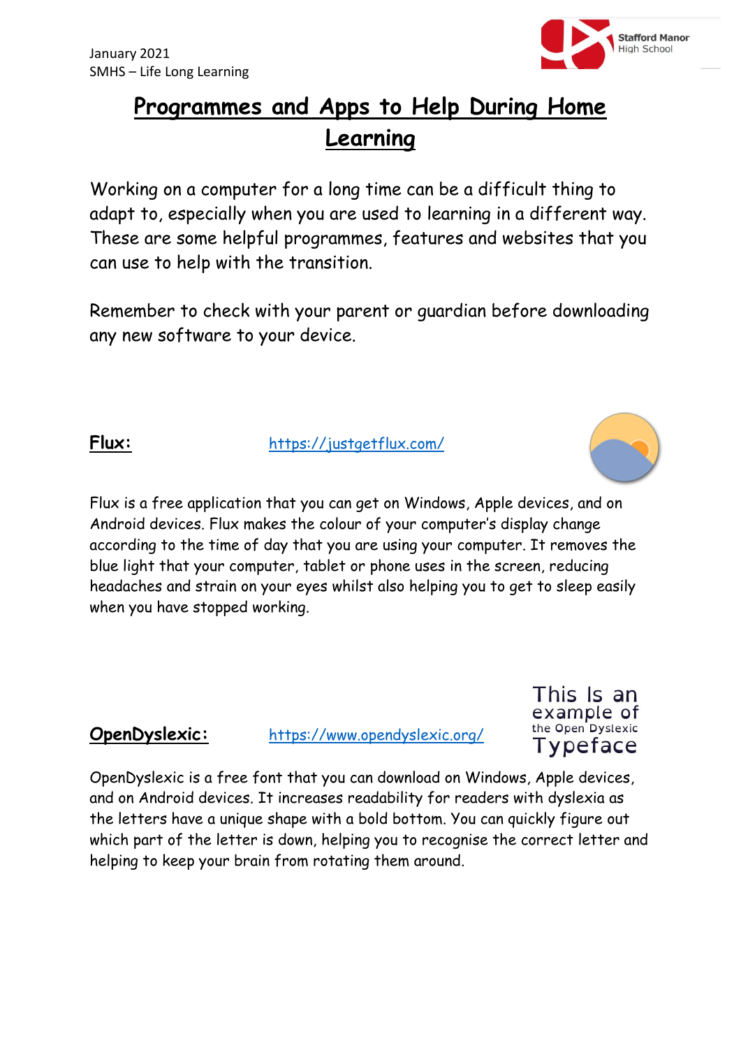January 2021
SMHS – Life Long Learning

# Programmes and Apps to Help During Home Learning

Working on a computer for a long time can be a difficult thing to adapt to, especially when you are used to learning in a different way. These are some helpful programmes, features and websites that you can use to help with the transition.

Remember to check with your parent or guardian before downloading any new software to your device.

**Flux:** https://justgetflux.com/

Flux is a free application that you can get on Windows, Apple devices, and on Android devices. Flux makes the colour of your computer's display change according to the time of day that you are using your computer. It removes the blue light that your computer, tablet or phone uses in the screen, reducing headaches and strain on your eyes whilst also helping you to get to sleep easily when you have stopped working.

**OpenDyslexic:** https://www.opendyslexic.org/

This Is an example of the Open Dyslexic Typeface

OpenDyslexic is a free font that you can download on Windows, Apple devices, and on Android devices. It increases readability for readers with dyslexia as the letters have a unique shape with a bold bottom. You can quickly figure out which part of the letter is down, helping you to recognise the correct letter and helping to keep your brain from rotating them around.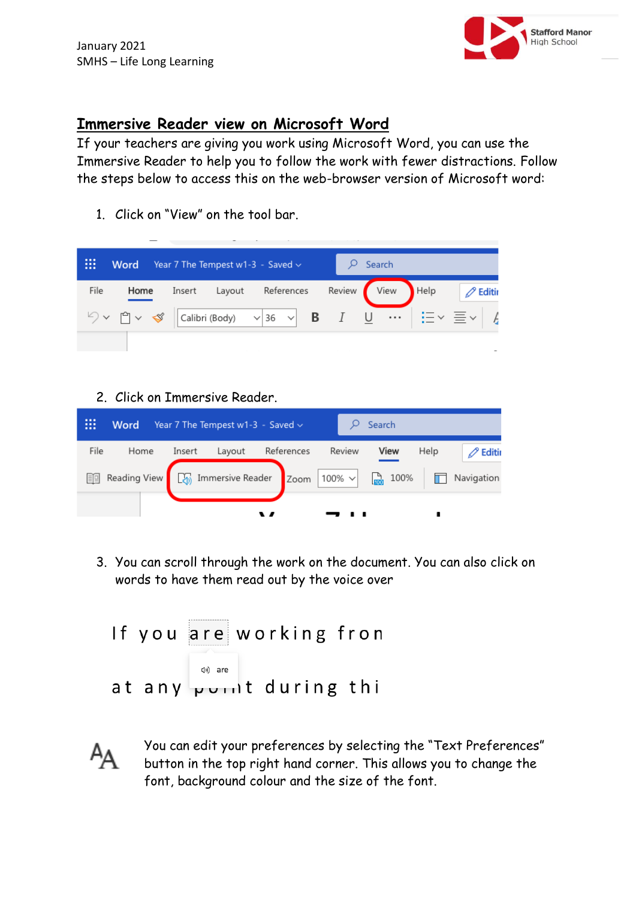January 2021
SMHS – Life Long Learning

## Immersive Reader view on Microsoft Word

If your teachers are giving you work using Microsoft Word, you can use the Immersive Reader to help you to follow the work with fewer distractions. Follow the steps below to access this on the web-browser version of Microsoft word:

1. Click on "View" on the tool bar.

2. Click on Immersive Reader.

3. You can scroll through the work on the document. You can also click on words to have them read out by the voice over

You can edit your preferences by selecting the "Text Preferences" button in the top right hand corner. This allows you to change the font, background colour and the size of the font.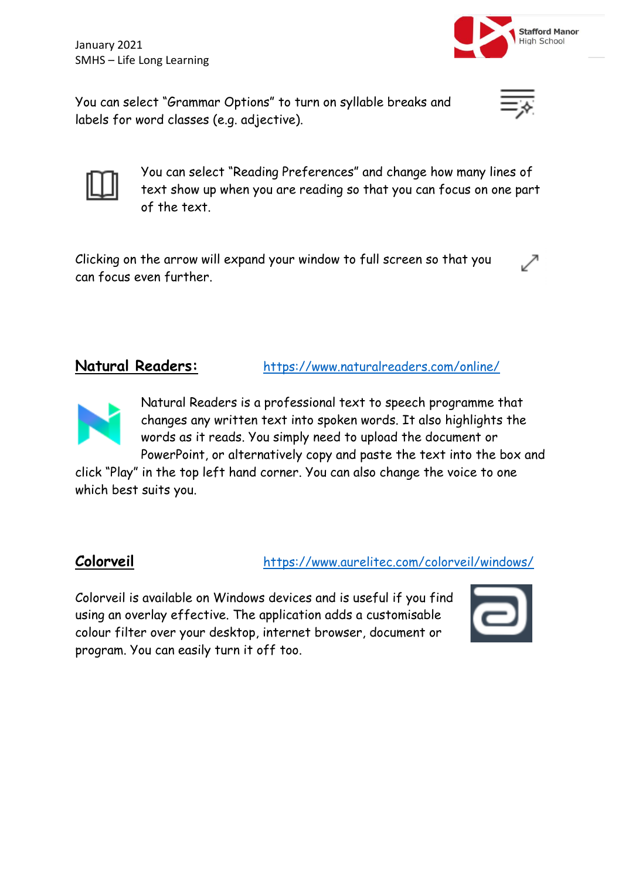You can select “Grammar Options” to turn on syllable breaks and labels for word classes (e.g. adjective).

You can select “Reading Preferences” and change how many lines of text show up when you are reading so that you can focus on one part of the text.

Clicking on the arrow will expand your window to full screen so that you can focus even further.

## Natural Readers:

https://www.naturalreaders.com/online/

Natural Readers is a professional text to speech programme that changes any written text into spoken words. It also highlights the words as it reads. You simply need to upload the document or PowerPoint, or alternatively copy and paste the text into the box and click “Play” in the top left hand corner. You can also change the voice to one which best suits you.

## Colorveil

https://www.aurelitec.com/colorveil/windows/

Colorveil is available on Windows devices and is useful if you find using an overlay effective. The application adds a customisable colour filter over your desktop, internet browser, document or program. You can easily turn it off too.